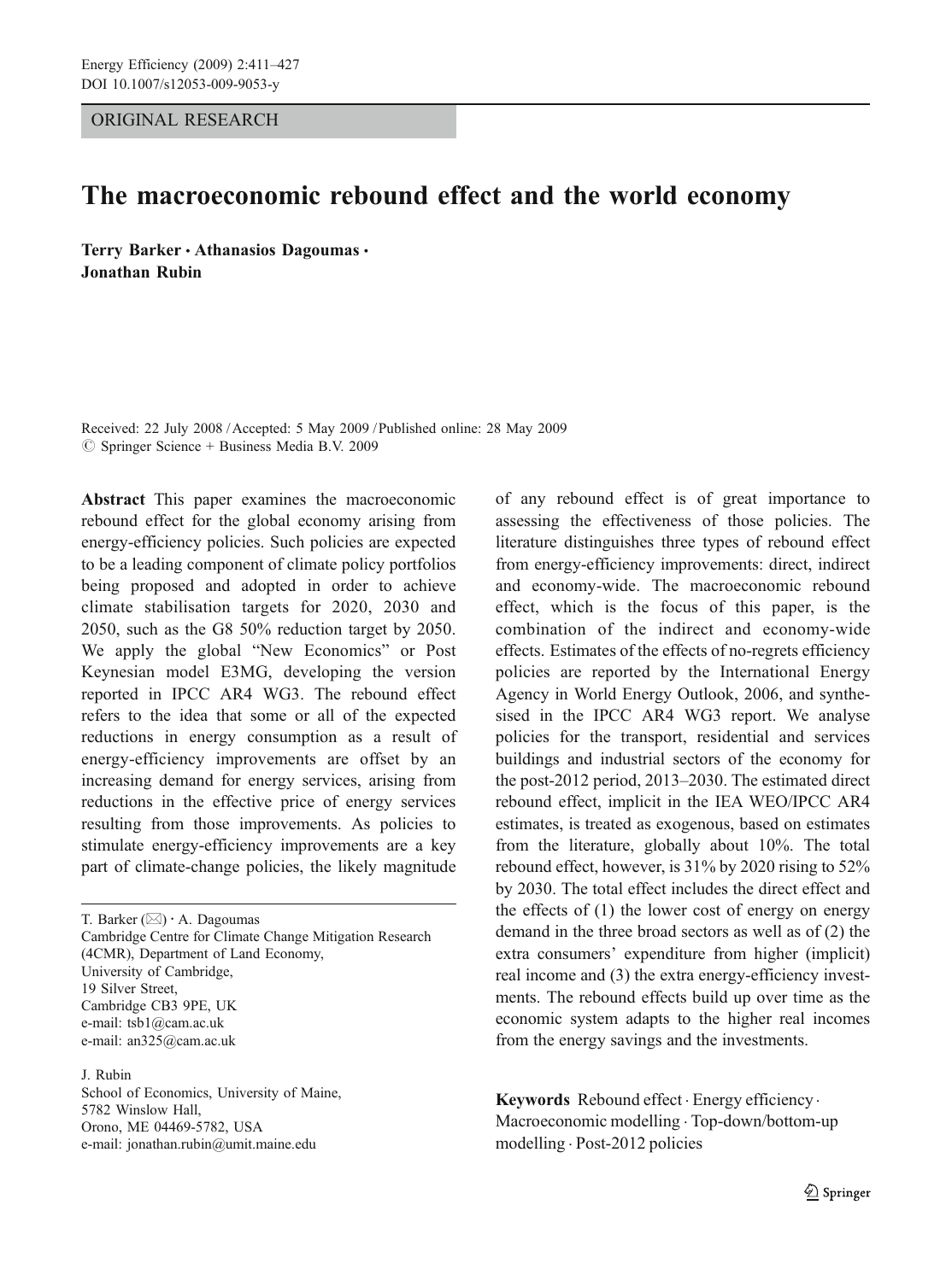ORIGINAL RESEARCH

# The macroeconomic rebound effect and the world economy

**Terry Barker · Athanasios Dagoumas · Jonathan Rubin**

Received: 22 July 2008 / Accepted: 5 May 2009 / Published online: 28 May 2009
© Springer Science + Business Media B.V. 2009

**Abstract** This paper examines the macroeconomic rebound effect for the global economy arising from energy-efficiency policies. Such policies are expected to be a leading component of climate policy portfolios being proposed and adopted in order to achieve climate stabilisation targets for 2020, 2030 and 2050, such as the G8 50% reduction target by 2050. We apply the global "New Economics" or Post Keynesian model E3MG, developing the version reported in IPCC AR4 WG3. The rebound effect refers to the idea that some or all of the expected reductions in energy consumption as a result of energy-efficiency improvements are offset by an increasing demand for energy services, arising from reductions in the effective price of energy services resulting from those improvements. As policies to stimulate energy-efficiency improvements are a key part of climate-change policies, the likely magnitude of any rebound effect is of great importance to assessing the effectiveness of those policies. The literature distinguishes three types of rebound effect from energy-efficiency improvements: direct, indirect and economy-wide. The macroeconomic rebound effect, which is the focus of this paper, is the combination of the indirect and economy-wide effects. Estimates of the effects of no-regrets efficiency policies are reported by the International Energy Agency in World Energy Outlook, 2006, and synthesised in the IPCC AR4 WG3 report. We analyse policies for the transport, residential and services buildings and industrial sectors of the economy for the post-2012 period, 2013–2030. The estimated direct rebound effect, implicit in the IEA WEO/IPCC AR4 estimates, is treated as exogenous, based on estimates from the literature, globally about 10%. The total rebound effect, however, is 31% by 2020 rising to 52% by 2030. The total effect includes the direct effect and the effects of (1) the lower cost of energy on energy demand in the three broad sectors as well as of (2) the extra consumers' expenditure from higher (implicit) real income and (3) the extra energy-efficiency investments. The rebound effects build up over time as the economic system adapts to the higher real incomes from the energy savings and the investments.

**Keywords** Rebound effect · Energy efficiency · Macroeconomic modelling · Top-down/bottom-up modelling · Post-2012 policies

T. Barker (✉) · A. Dagoumas
Cambridge Centre for Climate Change Mitigation Research (4CMR), Department of Land Economy,
University of Cambridge,
19 Silver Street,
Cambridge CB3 9PE, UK
e-mail: tsb1@cam.ac.uk
e-mail: an325@cam.ac.uk

J. Rubin
School of Economics, University of Maine,
5782 Winslow Hall,
Orono, ME 04469-5782, USA
e-mail: jonathan.rubin@umit.maine.edu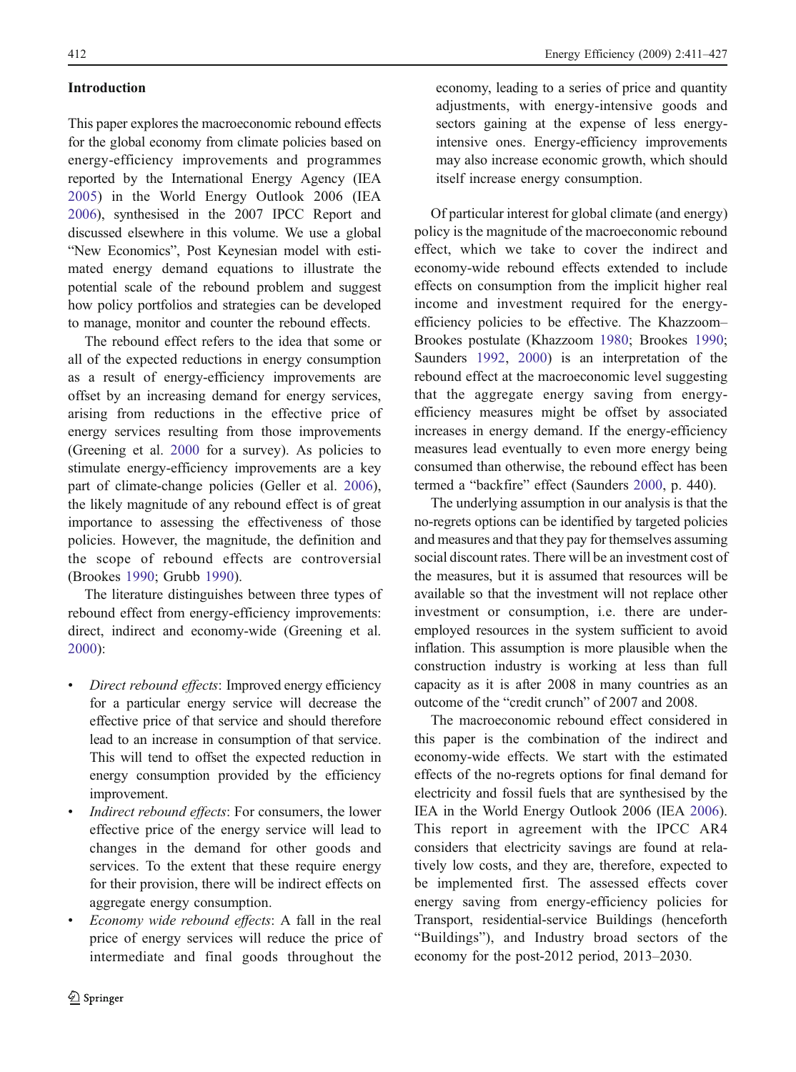## Introduction

This paper explores the macroeconomic rebound effects for the global economy from climate policies based on energy-efficiency improvements and programmes reported by the International Energy Agency (IEA 2005) in the World Energy Outlook 2006 (IEA 2006), synthesised in the 2007 IPCC Report and discussed elsewhere in this volume. We use a global "New Economics", Post Keynesian model with estimated energy demand equations to illustrate the potential scale of the rebound problem and suggest how policy portfolios and strategies can be developed to manage, monitor and counter the rebound effects.

The rebound effect refers to the idea that some or all of the expected reductions in energy consumption as a result of energy-efficiency improvements are offset by an increasing demand for energy services, arising from reductions in the effective price of energy services resulting from those improvements (Greening et al. 2000 for a survey). As policies to stimulate energy-efficiency improvements are a key part of climate-change policies (Geller et al. 2006), the likely magnitude of any rebound effect is of great importance to assessing the effectiveness of those policies. However, the magnitude, the definition and the scope of rebound effects are controversial (Brookes 1990; Grubb 1990).

The literature distinguishes between three types of rebound effect from energy-efficiency improvements: direct, indirect and economy-wide (Greening et al. 2000):

- *Direct rebound effects*: Improved energy efficiency for a particular energy service will decrease the effective price of that service and should therefore lead to an increase in consumption of that service. This will tend to offset the expected reduction in energy consumption provided by the efficiency improvement.
- *Indirect rebound effects*: For consumers, the lower effective price of the energy service will lead to changes in the demand for other goods and services. To the extent that these require energy for their provision, there will be indirect effects on aggregate energy consumption.
- *Economy wide rebound effects*: A fall in the real price of energy services will reduce the price of intermediate and final goods throughout the economy, leading to a series of price and quantity adjustments, with energy-intensive goods and sectors gaining at the expense of less energy-intensive ones. Energy-efficiency improvements may also increase economic growth, which should itself increase energy consumption.

Of particular interest for global climate (and energy) policy is the magnitude of the macroeconomic rebound effect, which we take to cover the indirect and economy-wide rebound effects extended to include effects on consumption from the implicit higher real income and investment required for the energy-efficiency policies to be effective. The Khazzoom–Brookes postulate (Khazzoom 1980; Brookes 1990; Saunders 1992, 2000) is an interpretation of the rebound effect at the macroeconomic level suggesting that the aggregate energy saving from energy-efficiency measures might be offset by associated increases in energy demand. If the energy-efficiency measures lead eventually to even more energy being consumed than otherwise, the rebound effect has been termed a "backfire" effect (Saunders 2000, p. 440).

The underlying assumption in our analysis is that the no-regrets options can be identified by targeted policies and measures and that they pay for themselves assuming social discount rates. There will be an investment cost of the measures, but it is assumed that resources will be available so that the investment will not replace other investment or consumption, i.e. there are under-employed resources in the system sufficient to avoid inflation. This assumption is more plausible when the construction industry is working at less than full capacity as it is after 2008 in many countries as an outcome of the "credit crunch" of 2007 and 2008.

The macroeconomic rebound effect considered in this paper is the combination of the indirect and economy-wide effects. We start with the estimated effects of the no-regrets options for final demand for electricity and fossil fuels that are synthesised by the IEA in the World Energy Outlook 2006 (IEA 2006). This report in agreement with the IPCC AR4 considers that electricity savings are found at relatively low costs, and they are, therefore, expected to be implemented first. The assessed effects cover energy saving from energy-efficiency policies for Transport, residential-service Buildings (henceforth "Buildings"), and Industry broad sectors of the economy for the post-2012 period, 2013–2030.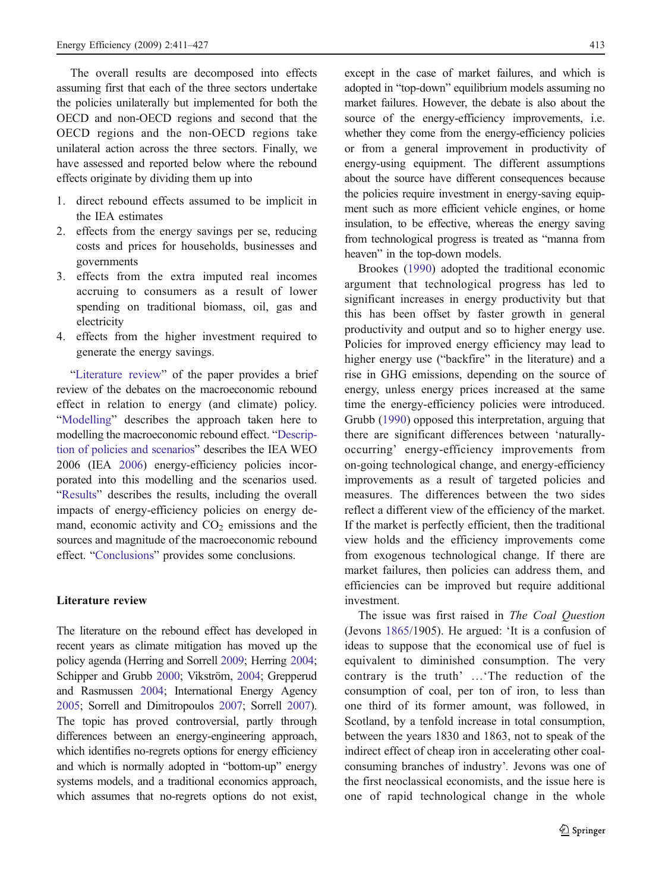The overall results are decomposed into effects assuming first that each of the three sectors undertake the policies unilaterally but implemented for both the OECD and non-OECD regions and second that the OECD regions and the non-OECD regions take unilateral action across the three sectors. Finally, we have assessed and reported below where the rebound effects originate by dividing them up into

1. direct rebound effects assumed to be implicit in the IEA estimates
2. effects from the energy savings per se, reducing costs and prices for households, businesses and governments
3. effects from the extra imputed real incomes accruing to consumers as a result of lower spending on traditional biomass, oil, gas and electricity
4. effects from the higher investment required to generate the energy savings.

"Literature review" of the paper provides a brief review of the debates on the macroeconomic rebound effect in relation to energy (and climate) policy. "Modelling" describes the approach taken here to modelling the macroeconomic rebound effect. "Description of policies and scenarios" describes the IEA WEO 2006 (IEA 2006) energy-efficiency policies incorporated into this modelling and the scenarios used. "Results" describes the results, including the overall impacts of energy-efficiency policies on energy demand, economic activity and $CO_2$ emissions and the sources and magnitude of the macroeconomic rebound effect. "Conclusions" provides some conclusions.

## Literature review

The literature on the rebound effect has developed in recent years as climate mitigation has moved up the policy agenda (Herring and Sorrell 2009; Herring 2004; Schipper and Grubb 2000; Vikström, 2004; Grepperud and Rasmussen 2004; International Energy Agency 2005; Sorrell and Dimitropoulos 2007; Sorrell 2007). The topic has proved controversial, partly through differences between an energy-engineering approach, which identifies no-regrets options for energy efficiency and which is normally adopted in "bottom-up" energy systems models, and a traditional economics approach, which assumes that no-regrets options do not exist, except in the case of market failures, and which is adopted in "top-down" equilibrium models assuming no market failures. However, the debate is also about the source of the energy-efficiency improvements, i.e. whether they come from the energy-efficiency policies or from a general improvement in productivity of energy-using equipment. The different assumptions about the source have different consequences because the policies require investment in energy-saving equipment such as more efficient vehicle engines, or home insulation, to be effective, whereas the energy saving from technological progress is treated as "manna from heaven" in the top-down models.

Brookes (1990) adopted the traditional economic argument that technological progress has led to significant increases in energy productivity but that this has been offset by faster growth in general productivity and output and so to higher energy use. Policies for improved energy efficiency may lead to higher energy use ("backfire" in the literature) and a rise in GHG emissions, depending on the source of energy, unless energy prices increased at the same time the energy-efficiency policies were introduced. Grubb (1990) opposed this interpretation, arguing that there are significant differences between 'naturally-occurring' energy-efficiency improvements from on-going technological change, and energy-efficiency improvements as a result of targeted policies and measures. The differences between the two sides reflect a different view of the efficiency of the market. If the market is perfectly efficient, then the traditional view holds and the efficiency improvements come from exogenous technological change. If there are market failures, then policies can address them, and efficiencies can be improved but require additional investment.

The issue was first raised in *The Coal Question* (Jevons 1865/1905). He argued: 'It is a confusion of ideas to suppose that the economical use of fuel is equivalent to diminished consumption. The very contrary is the truth' …'The reduction of the consumption of coal, per ton of iron, to less than one third of its former amount, was followed, in Scotland, by a tenfold increase in total consumption, between the years 1830 and 1863, not to speak of the indirect effect of cheap iron in accelerating other coal-consuming branches of industry'. Jevons was one of the first neoclassical economists, and the issue here is one of rapid technological change in the whole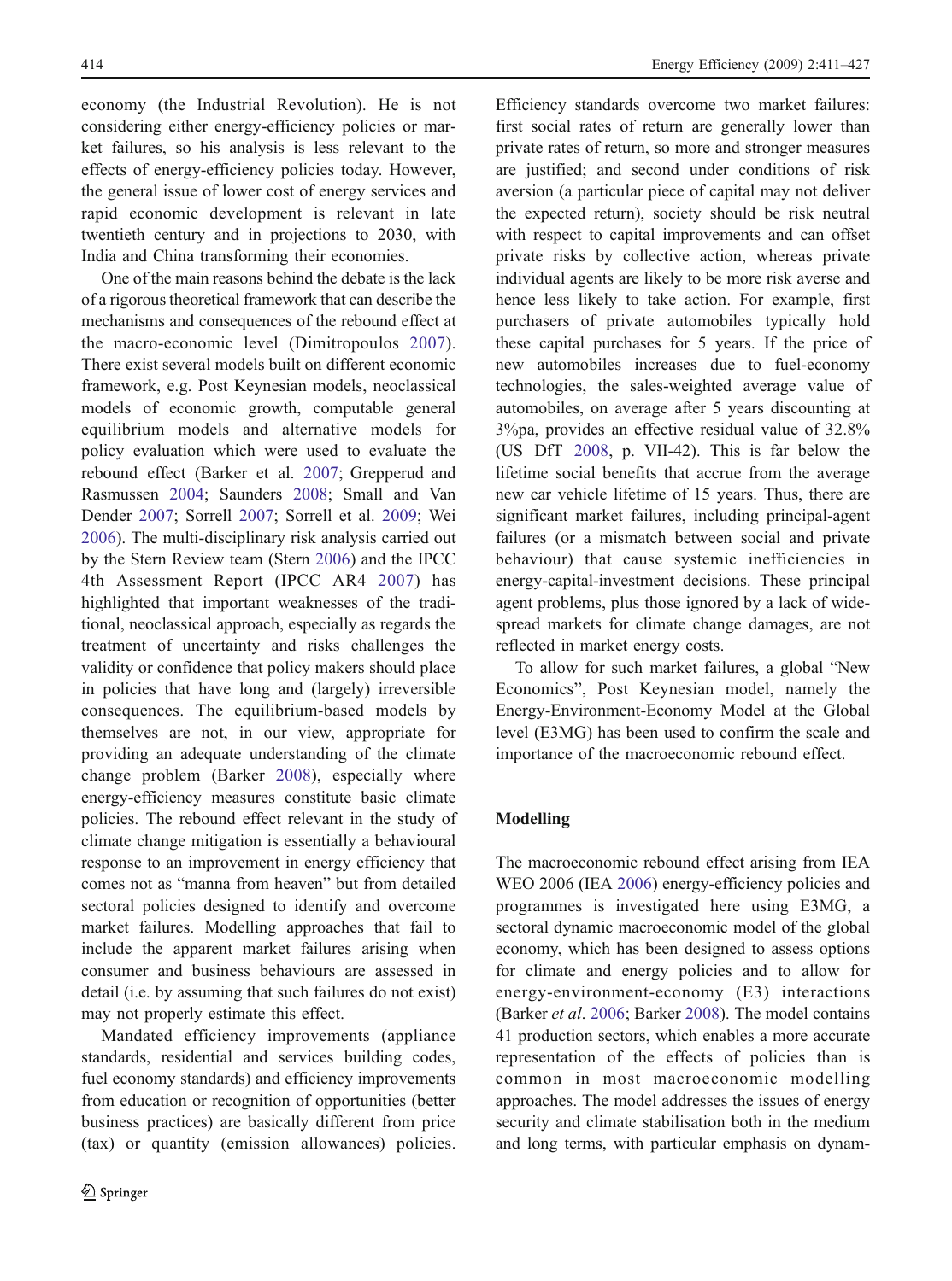economy (the Industrial Revolution). He is not considering either energy-efficiency policies or market failures, so his analysis is less relevant to the effects of energy-efficiency policies today. However, the general issue of lower cost of energy services and rapid economic development is relevant in late twentieth century and in projections to 2030, with India and China transforming their economies.

One of the main reasons behind the debate is the lack of a rigorous theoretical framework that can describe the mechanisms and consequences of the rebound effect at the macro-economic level (Dimitropoulos 2007). There exist several models built on different economic framework, e.g. Post Keynesian models, neoclassical models of economic growth, computable general equilibrium models and alternative models for policy evaluation which were used to evaluate the rebound effect (Barker et al. 2007; Grepperud and Rasmussen 2004; Saunders 2008; Small and Van Dender 2007; Sorrell 2007; Sorrell et al. 2009; Wei 2006). The multi-disciplinary risk analysis carried out by the Stern Review team (Stern 2006) and the IPCC 4th Assessment Report (IPCC AR4 2007) has highlighted that important weaknesses of the traditional, neoclassical approach, especially as regards the treatment of uncertainty and risks challenges the validity or confidence that policy makers should place in policies that have long and (largely) irreversible consequences. The equilibrium-based models by themselves are not, in our view, appropriate for providing an adequate understanding of the climate change problem (Barker 2008), especially where energy-efficiency measures constitute basic climate policies. The rebound effect relevant in the study of climate change mitigation is essentially a behavioural response to an improvement in energy efficiency that comes not as "manna from heaven" but from detailed sectoral policies designed to identify and overcome market failures. Modelling approaches that fail to include the apparent market failures arising when consumer and business behaviours are assessed in detail (i.e. by assuming that such failures do not exist) may not properly estimate this effect.

Mandated efficiency improvements (appliance standards, residential and services building codes, fuel economy standards) and efficiency improvements from education or recognition of opportunities (better business practices) are basically different from price (tax) or quantity (emission allowances) policies. Efficiency standards overcome two market failures: first social rates of return are generally lower than private rates of return, so more and stronger measures are justified; and second under conditions of risk aversion (a particular piece of capital may not deliver the expected return), society should be risk neutral with respect to capital improvements and can offset private risks by collective action, whereas private individual agents are likely to be more risk averse and hence less likely to take action. For example, first purchasers of private automobiles typically hold these capital purchases for 5 years. If the price of new automobiles increases due to fuel-economy technologies, the sales-weighted average value of automobiles, on average after 5 years discounting at 3%pa, provides an effective residual value of 32.8% (US DfT 2008, p. VII-42). This is far below the lifetime social benefits that accrue from the average new car vehicle lifetime of 15 years. Thus, there are significant market failures, including principal-agent failures (or a mismatch between social and private behaviour) that cause systemic inefficiencies in energy-capital-investment decisions. These principal agent problems, plus those ignored by a lack of widespread markets for climate change damages, are not reflected in market energy costs.

To allow for such market failures, a global "New Economics", Post Keynesian model, namely the Energy-Environment-Economy Model at the Global level (E3MG) has been used to confirm the scale and importance of the macroeconomic rebound effect.

## Modelling

The macroeconomic rebound effect arising from IEA WEO 2006 (IEA 2006) energy-efficiency policies and programmes is investigated here using E3MG, a sectoral dynamic macroeconomic model of the global economy, which has been designed to assess options for climate and energy policies and to allow for energy-environment-economy (E3) interactions (Barker *et al*. 2006; Barker 2008). The model contains 41 production sectors, which enables a more accurate representation of the effects of policies than is common in most macroeconomic modelling approaches. The model addresses the issues of energy security and climate stabilisation both in the medium and long terms, with particular emphasis on dynam-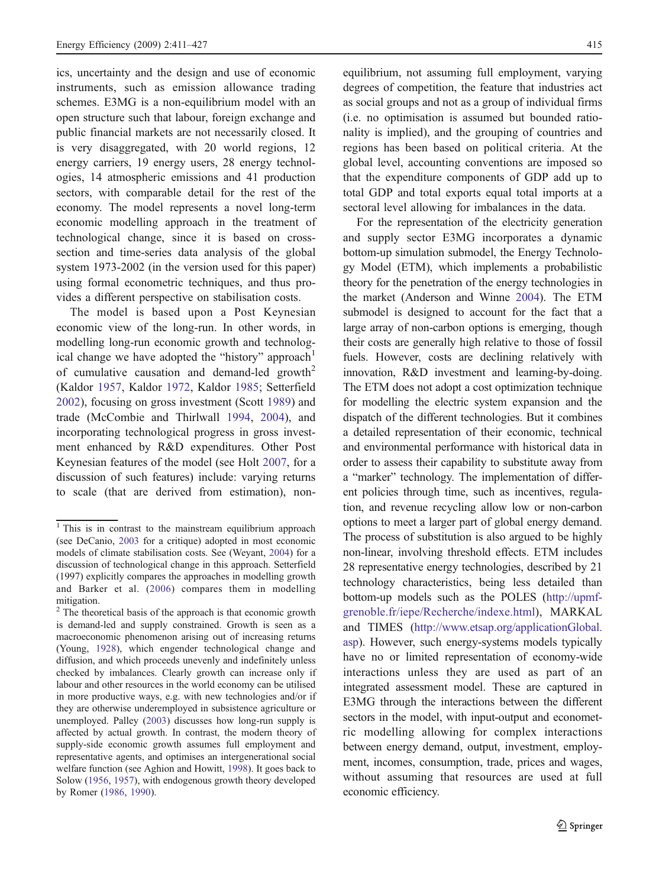ics, uncertainty and the design and use of economic instruments, such as emission allowance trading schemes. E3MG is a non-equilibrium model with an open structure such that labour, foreign exchange and public financial markets are not necessarily closed. It is very disaggregated, with 20 world regions, 12 energy carriers, 19 energy users, 28 energy technologies, 14 atmospheric emissions and 41 production sectors, with comparable detail for the rest of the economy. The model represents a novel long-term economic modelling approach in the treatment of technological change, since it is based on cross-section and time-series data analysis of the global system 1973-2002 (in the version used for this paper) using formal econometric techniques, and thus provides a different perspective on stabilisation costs.

The model is based upon a Post Keynesian economic view of the long-run. In other words, in modelling long-run economic growth and technological change we have adopted the "history" approach[1] of cumulative causation and demand-led growth[2] (Kaldor 1957, Kaldor 1972, Kaldor 1985; Setterfield 2002), focusing on gross investment (Scott 1989) and trade (McCombie and Thirlwall 1994, 2004), and incorporating technological progress in gross investment enhanced by R&D expenditures. Other Post Keynesian features of the model (see Holt 2007, for a discussion of such features) include: varying returns to scale (that are derived from estimation), non-equilibrium, not assuming full employment, varying degrees of competition, the feature that industries act as social groups and not as a group of individual firms (i.e. no optimisation is assumed but bounded rationality is implied), and the grouping of countries and regions has been based on political criteria. At the global level, accounting conventions are imposed so that the expenditure components of GDP add up to total GDP and total exports equal total imports at a sectoral level allowing for imbalances in the data.

For the representation of the electricity generation and supply sector E3MG incorporates a dynamic bottom-up simulation submodel, the Energy Technology Model (ETM), which implements a probabilistic theory for the penetration of the energy technologies in the market (Anderson and Winne 2004). The ETM submodel is designed to account for the fact that a large array of non-carbon options is emerging, though their costs are generally high relative to those of fossil fuels. However, costs are declining relatively with innovation, R&D investment and learning-by-doing. The ETM does not adopt a cost optimization technique for modelling the electric system expansion and the dispatch of the different technologies. But it combines a detailed representation of their economic, technical and environmental performance with historical data in order to assess their capability to substitute away from a "marker" technology. The implementation of different policies through time, such as incentives, regulation, and revenue recycling allow low or non-carbon options to meet a larger part of global energy demand. The process of substitution is also argued to be highly non-linear, involving threshold effects. ETM includes 28 representative energy technologies, described by 21 technology characteristics, being less detailed than bottom-up models such as the POLES (http://upmf-grenoble.fr/iepe/Recherche/indexe.html), MARKAL and TIMES (http://www.etsap.org/applicationGlobal.asp). However, such energy-systems models typically have no or limited representation of economy-wide interactions unless they are used as part of an integrated assessment model. These are captured in E3MG through the interactions between the different sectors in the model, with input-output and econometric modelling allowing for complex interactions between energy demand, output, investment, employment, incomes, consumption, trade, prices and wages, without assuming that resources are used at full economic efficiency.

---

[1] This is in contrast to the mainstream equilibrium approach (see DeCanio, 2003 for a critique) adopted in most economic models of climate stabilisation costs. See (Weyant, 2004) for a discussion of technological change in this approach. Setterfield (1997) explicitly compares the approaches in modelling growth and Barker et al. (2006) compares them in modelling mitigation.

[2] The theoretical basis of the approach is that economic growth is demand-led and supply constrained. Growth is seen as a macroeconomic phenomenon arising out of increasing returns (Young, 1928), which engender technological change and diffusion, and which proceeds unevenly and indefinitely unless checked by imbalances. Clearly growth can increase only if labour and other resources in the world economy can be utilised in more productive ways, e.g. with new technologies and/or if they are otherwise underemployed in subsistence agriculture or unemployed. Palley (2003) discusses how long-run supply is affected by actual growth. In contrast, the modern theory of supply-side economic growth assumes full employment and representative agents, and optimises an intergenerational social welfare function (see Aghion and Howitt, 1998). It goes back to Solow (1956, 1957), with endogenous growth theory developed by Romer (1986, 1990).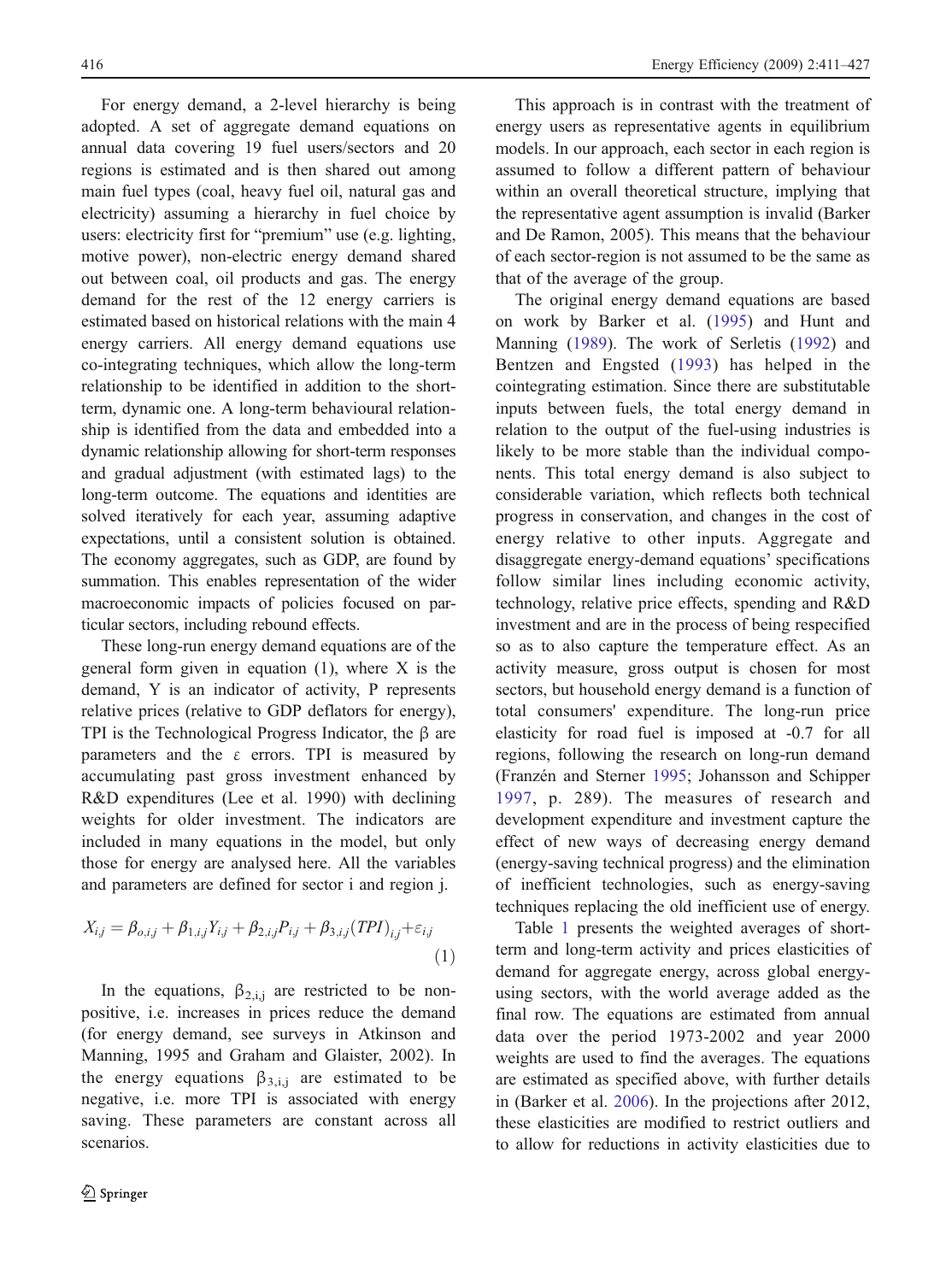For energy demand, a 2-level hierarchy is being adopted. A set of aggregate demand equations on annual data covering 19 fuel users/sectors and 20 regions is estimated and is then shared out among main fuel types (coal, heavy fuel oil, natural gas and electricity) assuming a hierarchy in fuel choice by users: electricity first for "premium" use (e.g. lighting, motive power), non-electric energy demand shared out between coal, oil products and gas. The energy demand for the rest of the 12 energy carriers is estimated based on historical relations with the main 4 energy carriers. All energy demand equations use co-integrating techniques, which allow the long-term relationship to be identified in addition to the short-term, dynamic one. A long-term behavioural relationship is identified from the data and embedded into a dynamic relationship allowing for short-term responses and gradual adjustment (with estimated lags) to the long-term outcome. The equations and identities are solved iteratively for each year, assuming adaptive expectations, until a consistent solution is obtained. The economy aggregates, such as GDP, are found by summation. This enables representation of the wider macroeconomic impacts of policies focused on particular sectors, including rebound effects.

These long-run energy demand equations are of the general form given in equation (1), where X is the demand, Y is an indicator of activity, P represents relative prices (relative to GDP deflators for energy), TPI is the Technological Progress Indicator, the β are parameters and the ε errors. TPI is measured by accumulating past gross investment enhanced by R&D expenditures (Lee et al. 1990) with declining weights for older investment. The indicators are included in many equations in the model, but only those for energy are analysed here. All the variables and parameters are defined for sector i and region j.

$$X_{i,j} = \beta_{o,i,j} + \beta_{1,i,j} Y_{i,j} + \beta_{2,i,j} P_{i,j} + \beta_{3,i,j} (TPI)_{i,j} + \varepsilon_{i,j} \tag{1}$$

In the equations, $\beta_{2,i,j}$ are restricted to be non-positive, i.e. increases in prices reduce the demand (for energy demand, see surveys in Atkinson and Manning, 1995 and Graham and Glaister, 2002). In the energy equations $\beta_{3,i,j}$ are estimated to be negative, i.e. more TPI is associated with energy saving. These parameters are constant across all scenarios.

This approach is in contrast with the treatment of energy users as representative agents in equilibrium models. In our approach, each sector in each region is assumed to follow a different pattern of behaviour within an overall theoretical structure, implying that the representative agent assumption is invalid (Barker and De Ramon, 2005). This means that the behaviour of each sector-region is not assumed to be the same as that of the average of the group.

The original energy demand equations are based on work by Barker et al. (1995) and Hunt and Manning (1989). The work of Serletis (1992) and Bentzen and Engsted (1993) has helped in the cointegrating estimation. Since there are substitutable inputs between fuels, the total energy demand in relation to the output of the fuel-using industries is likely to be more stable than the individual components. This total energy demand is also subject to considerable variation, which reflects both technical progress in conservation, and changes in the cost of energy relative to other inputs. Aggregate and disaggregate energy-demand equations' specifications follow similar lines including economic activity, technology, relative price effects, spending and R&D investment and are in the process of being respecified so as to also capture the temperature effect. As an activity measure, gross output is chosen for most sectors, but household energy demand is a function of total consumers' expenditure. The long-run price elasticity for road fuel is imposed at -0.7 for all regions, following the research on long-run demand (Franzén and Sterner 1995; Johansson and Schipper 1997, p. 289). The measures of research and development expenditure and investment capture the effect of new ways of decreasing energy demand (energy-saving technical progress) and the elimination of inefficient technologies, such as energy-saving techniques replacing the old inefficient use of energy.

Table 1 presents the weighted averages of short-term and long-term activity and prices elasticities of demand for aggregate energy, across global energy-using sectors, with the world average added as the final row. The equations are estimated from annual data over the period 1973-2002 and year 2000 weights are used to find the averages. The equations are estimated as specified above, with further details in (Barker et al. 2006). In the projections after 2012, these elasticities are modified to restrict outliers and to allow for reductions in activity elasticities due to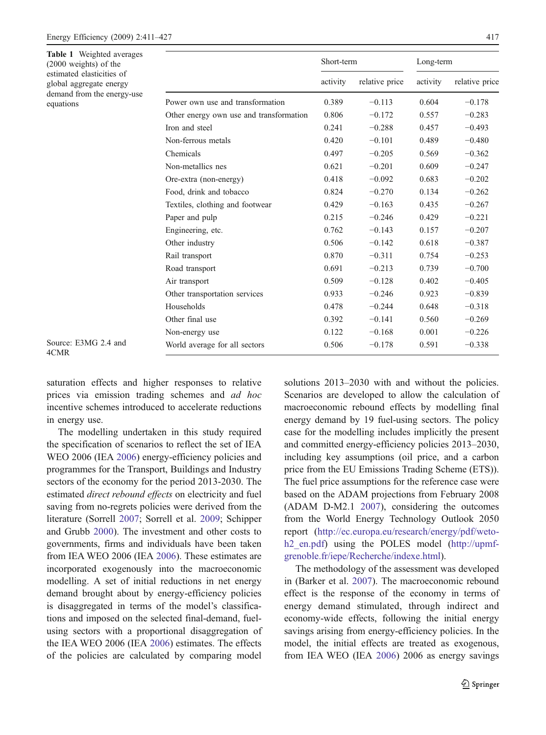**Table 1** Weighted averages (2000 weights) of the estimated elasticities of global aggregate energy demand from the energy-use equations

| | Short-term | | Long-term | |
|---|---|---|---|---|
| | activity | relative price | activity | relative price |
| Power own use and transformation | 0.389 | −0.113 | 0.604 | −0.178 |
| Other energy own use and transformation | 0.806 | −0.172 | 0.557 | −0.283 |
| Iron and steel | 0.241 | −0.288 | 0.457 | −0.493 |
| Non-ferrous metals | 0.420 | −0.101 | 0.489 | −0.480 |
| Chemicals | 0.497 | −0.205 | 0.569 | −0.362 |
| Non-metallics nes | 0.621 | −0.201 | 0.609 | −0.247 |
| Ore-extra (non-energy) | 0.418 | −0.092 | 0.683 | −0.202 |
| Food, drink and tobacco | 0.824 | −0.270 | 0.134 | −0.262 |
| Textiles, clothing and footwear | 0.429 | −0.163 | 0.435 | −0.267 |
| Paper and pulp | 0.215 | −0.246 | 0.429 | −0.221 |
| Engineering, etc. | 0.762 | −0.143 | 0.157 | −0.207 |
| Other industry | 0.506 | −0.142 | 0.618 | −0.387 |
| Rail transport | 0.870 | −0.311 | 0.754 | −0.253 |
| Road transport | 0.691 | −0.213 | 0.739 | −0.700 |
| Air transport | 0.509 | −0.128 | 0.402 | −0.405 |
| Other transportation services | 0.933 | −0.246 | 0.923 | −0.839 |
| Households | 0.478 | −0.244 | 0.648 | −0.318 |
| Other final use | 0.392 | −0.141 | 0.560 | −0.269 |
| Non-energy use | 0.122 | −0.168 | 0.001 | −0.226 |
| World average for all sectors | 0.506 | −0.178 | 0.591 | −0.338 |

Source: E3MG 2.4 and 4CMR

saturation effects and higher responses to relative prices via emission trading schemes and *ad hoc* incentive schemes introduced to accelerate reductions in energy use.

The modelling undertaken in this study required the specification of scenarios to reflect the set of IEA WEO 2006 (IEA 2006) energy-efficiency policies and programmes for the Transport, Buildings and Industry sectors of the economy for the period 2013-2030. The estimated *direct rebound effects* on electricity and fuel saving from no-regrets policies were derived from the literature (Sorrell 2007; Sorrell et al. 2009; Schipper and Grubb 2000). The investment and other costs to governments, firms and individuals have been taken from IEA WEO 2006 (IEA 2006). These estimates are incorporated exogenously into the macroeconomic modelling. A set of initial reductions in net energy demand brought about by energy-efficiency policies is disaggregated in terms of the model's classifications and imposed on the selected final-demand, fuel-using sectors with a proportional disaggregation of the IEA WEO 2006 (IEA 2006) estimates. The effects of the policies are calculated by comparing model solutions 2013–2030 with and without the policies. Scenarios are developed to allow the calculation of macroeconomic rebound effects by modelling final energy demand by 19 fuel-using sectors. The policy case for the modelling includes implicitly the present and committed energy-efficiency policies 2013–2030, including key assumptions (oil price, and a carbon price from the EU Emissions Trading Scheme (ETS)). The fuel price assumptions for the reference case were based on the ADAM projections from February 2008 (ADAM D-M2.1 2007), considering the outcomes from the World Energy Technology Outlook 2050 report (http://ec.europa.eu/research/energy/pdf/weto-h2_en.pdf) using the POLES model (http://upmf-grenoble.fr/iepe/Recherche/indexe.html).

The methodology of the assessment was developed in (Barker et al. 2007). The macroeconomic rebound effect is the response of the economy in terms of energy demand stimulated, through indirect and economy-wide effects, following the initial energy savings arising from energy-efficiency policies. In the model, the initial effects are treated as exogenous, from IEA WEO (IEA 2006) 2006 as energy savings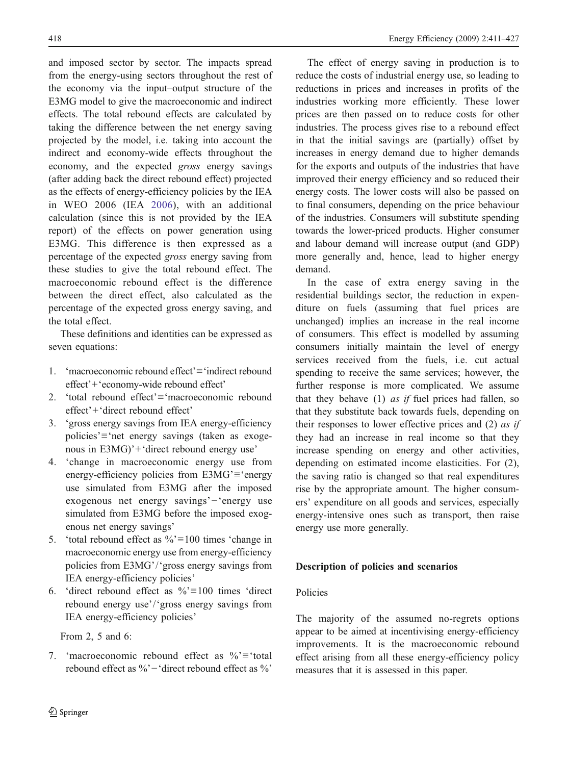and imposed sector by sector. The impacts spread from the energy-using sectors throughout the rest of the economy via the input–output structure of the E3MG model to give the macroeconomic and indirect effects. The total rebound effects are calculated by taking the difference between the net energy saving projected by the model, i.e. taking into account the indirect and economy-wide effects throughout the economy, and the expected *gross* energy savings (after adding back the direct rebound effect) projected as the effects of energy-efficiency policies by the IEA in WEO 2006 (IEA 2006), with an additional calculation (since this is not provided by the IEA report) of the effects on power generation using E3MG. This difference is then expressed as a percentage of the expected *gross* energy saving from these studies to give the total rebound effect. The macroeconomic rebound effect is the difference between the direct effect, also calculated as the percentage of the expected gross energy saving, and the total effect.

These definitions and identities can be expressed as seven equations:

1. 'macroeconomic rebound effect'≡'indirect rebound effect'+'economy-wide rebound effect'
2. 'total rebound effect'≡'macroeconomic rebound effect'+'direct rebound effect'
3. 'gross energy savings from IEA energy-efficiency policies'≡'net energy savings (taken as exogenous in E3MG)'+'direct rebound energy use'
4. 'change in macroeconomic energy use from energy-efficiency policies from E3MG'≡'energy use simulated from E3MG after the imposed exogenous net energy savings'−'energy use simulated from E3MG before the imposed exogenous net energy savings'
5. 'total rebound effect as %'≡100 times 'change in macroeconomic energy use from energy-efficiency policies from E3MG'/'gross energy savings from IEA energy-efficiency policies'
6. 'direct rebound effect as %'≡100 times 'direct rebound energy use'/'gross energy savings from IEA energy-efficiency policies'

From 2, 5 and 6:

7. 'macroeconomic rebound effect as %'≡'total rebound effect as %'−'direct rebound effect as %'

The effect of energy saving in production is to reduce the costs of industrial energy use, so leading to reductions in prices and increases in profits of the industries working more efficiently. These lower prices are then passed on to reduce costs for other industries. The process gives rise to a rebound effect in that the initial savings are (partially) offset by increases in energy demand due to higher demands for the exports and outputs of the industries that have improved their energy efficiency and so reduced their energy costs. The lower costs will also be passed on to final consumers, depending on the price behaviour of the industries. Consumers will substitute spending towards the lower-priced products. Higher consumer and labour demand will increase output (and GDP) more generally and, hence, lead to higher energy demand.

In the case of extra energy saving in the residential buildings sector, the reduction in expenditure on fuels (assuming that fuel prices are unchanged) implies an increase in the real income of consumers. This effect is modelled by assuming consumers initially maintain the level of energy services received from the fuels, i.e. cut actual spending to receive the same services; however, the further response is more complicated. We assume that they behave (1) *as if* fuel prices had fallen, so that they substitute back towards fuels, depending on their responses to lower effective prices and (2) *as if* they had an increase in real income so that they increase spending on energy and other activities, depending on estimated income elasticities. For (2), the saving ratio is changed so that real expenditures rise by the appropriate amount. The higher consumers' expenditure on all goods and services, especially energy-intensive ones such as transport, then raise energy use more generally.

## Description of policies and scenarios

### Policies

The majority of the assumed no-regrets options appear to be aimed at incentivising energy-efficiency improvements. It is the macroeconomic rebound effect arising from all these energy-efficiency policy measures that it is assessed in this paper.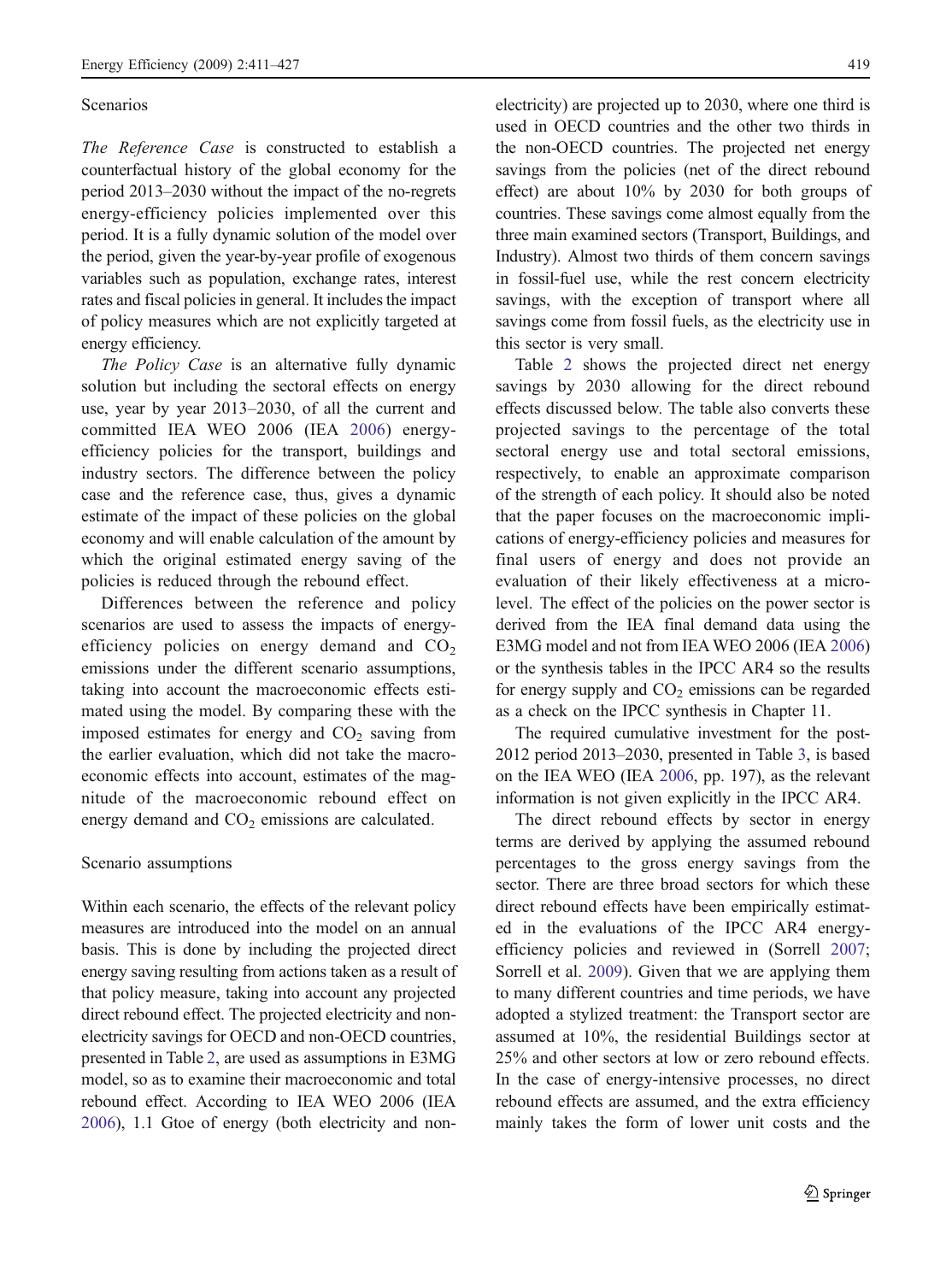### Scenarios

*The Reference Case* is constructed to establish a counterfactual history of the global economy for the period 2013–2030 without the impact of the no-regrets energy-efficiency policies implemented over this period. It is a fully dynamic solution of the model over the period, given the year-by-year profile of exogenous variables such as population, exchange rates, interest rates and fiscal policies in general. It includes the impact of policy measures which are not explicitly targeted at energy efficiency.

*The Policy Case* is an alternative fully dynamic solution but including the sectoral effects on energy use, year by year 2013–2030, of all the current and committed IEA WEO 2006 (IEA 2006) energy-efficiency policies for the transport, buildings and industry sectors. The difference between the policy case and the reference case, thus, gives a dynamic estimate of the impact of these policies on the global economy and will enable calculation of the amount by which the original estimated energy saving of the policies is reduced through the rebound effect.

Differences between the reference and policy scenarios are used to assess the impacts of energy-efficiency policies on energy demand and $CO_2$ emissions under the different scenario assumptions, taking into account the macroeconomic effects estimated using the model. By comparing these with the imposed estimates for energy and $CO_2$ saving from the earlier evaluation, which did not take the macroeconomic effects into account, estimates of the magnitude of the macroeconomic rebound effect on energy demand and $CO_2$ emissions are calculated.

### Scenario assumptions

Within each scenario, the effects of the relevant policy measures are introduced into the model on an annual basis. This is done by including the projected direct energy saving resulting from actions taken as a result of that policy measure, taking into account any projected direct rebound effect. The projected electricity and non-electricity savings for OECD and non-OECD countries, presented in Table 2, are used as assumptions in E3MG model, so as to examine their macroeconomic and total rebound effect. According to IEA WEO 2006 (IEA 2006), 1.1 Gtoe of energy (both electricity and non-electricity) are projected up to 2030, where one third is used in OECD countries and the other two thirds in the non-OECD countries. The projected net energy savings from the policies (net of the direct rebound effect) are about 10% by 2030 for both groups of countries. These savings come almost equally from the three main examined sectors (Transport, Buildings, and Industry). Almost two thirds of them concern savings in fossil-fuel use, while the rest concern electricity savings, with the exception of transport where all savings come from fossil fuels, as the electricity use in this sector is very small.

Table 2 shows the projected direct net energy savings by 2030 allowing for the direct rebound effects discussed below. The table also converts these projected savings to the percentage of the total sectoral energy use and total sectoral emissions, respectively, to enable an approximate comparison of the strength of each policy. It should also be noted that the paper focuses on the macroeconomic implications of energy-efficiency policies and measures for final users of energy and does not provide an evaluation of their likely effectiveness at a micro-level. The effect of the policies on the power sector is derived from the IEA final demand data using the E3MG model and not from IEA WEO 2006 (IEA 2006) or the synthesis tables in the IPCC AR4 so the results for energy supply and $CO_2$ emissions can be regarded as a check on the IPCC synthesis in Chapter 11.

The required cumulative investment for the post-2012 period 2013–2030, presented in Table 3, is based on the IEA WEO (IEA 2006, pp. 197), as the relevant information is not given explicitly in the IPCC AR4.

The direct rebound effects by sector in energy terms are derived by applying the assumed rebound percentages to the gross energy savings from the sector. There are three broad sectors for which these direct rebound effects have been empirically estimated in the evaluations of the IPCC AR4 energy-efficiency policies and reviewed in (Sorrell 2007; Sorrell et al. 2009). Given that we are applying them to many different countries and time periods, we have adopted a stylized treatment: the Transport sector are assumed at 10%, the residential Buildings sector at 25% and other sectors at low or zero rebound effects. In the case of energy-intensive processes, no direct rebound effects are assumed, and the extra efficiency mainly takes the form of lower unit costs and the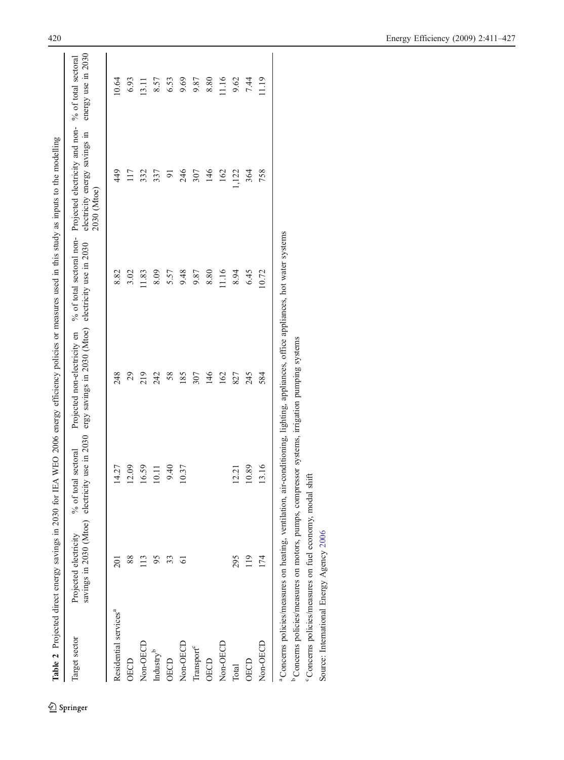**Table 2** Projected direct energy savings in 2030 for IEA WEO 2006 energy efficiency policies or measures used in this study as inputs to the modelling

| Target sector | Projected electricity savings in 2030 (Mtoe) | % of total sectoral electricity use in 2030 | Projected non-electricity energy savings in 2030 (Mtoe) | % of total sectoral non-electricity use in 2030 | Projected electricity and non-electricity energy savings in 2030 (Mtoe) | % of total sectoral energy use in 2030 |
|---|---|---|---|---|---|---|
| Residential services[a] | 201 | 14.27 | 248 | 8.82 | 449 | 10.64 |
| OECD | 88 | 12.09 | 29 | 3.02 | 117 | 6.93 |
| Non-OECD | 113 | 16.59 | 219 | 11.83 | 332 | 13.11 |
| Industry[b] | 95 | 10.11 | 242 | 8.09 | 337 | 8.57 |
| OECD | 33 | 9.40 | 58 | 5.57 | 91 | 6.53 |
| Non-OECD | 61 | 10.37 | 185 | 9.48 | 246 | 9.69 |
| Transport[c] | | | 307 | 9.87 | 307 | 9.87 |
| OECD | | | 146 | 8.80 | 146 | 8.80 |
| Non-OECD | | | 162 | 11.16 | 162 | 11.16 |
| Total | 295 | 12.21 | 827 | 8.94 | 1,122 | 9.62 |
| OECD | 119 | 10.89 | 245 | 6.45 | 364 | 7.44 |
| Non-OECD | 174 | 13.16 | 584 | 10.72 | 758 | 11.19 |

[a] Concerns policies/measures on heating, ventilation, air-conditioning, lighting, appliances, office appliances, hot water systems

[b] Concerns policies/measures on motors, pumps, compressor systems, irrigation pumping systems

[c] Concerns policies/measures on fuel economy, modal shift

Source: International Energy Agency 2006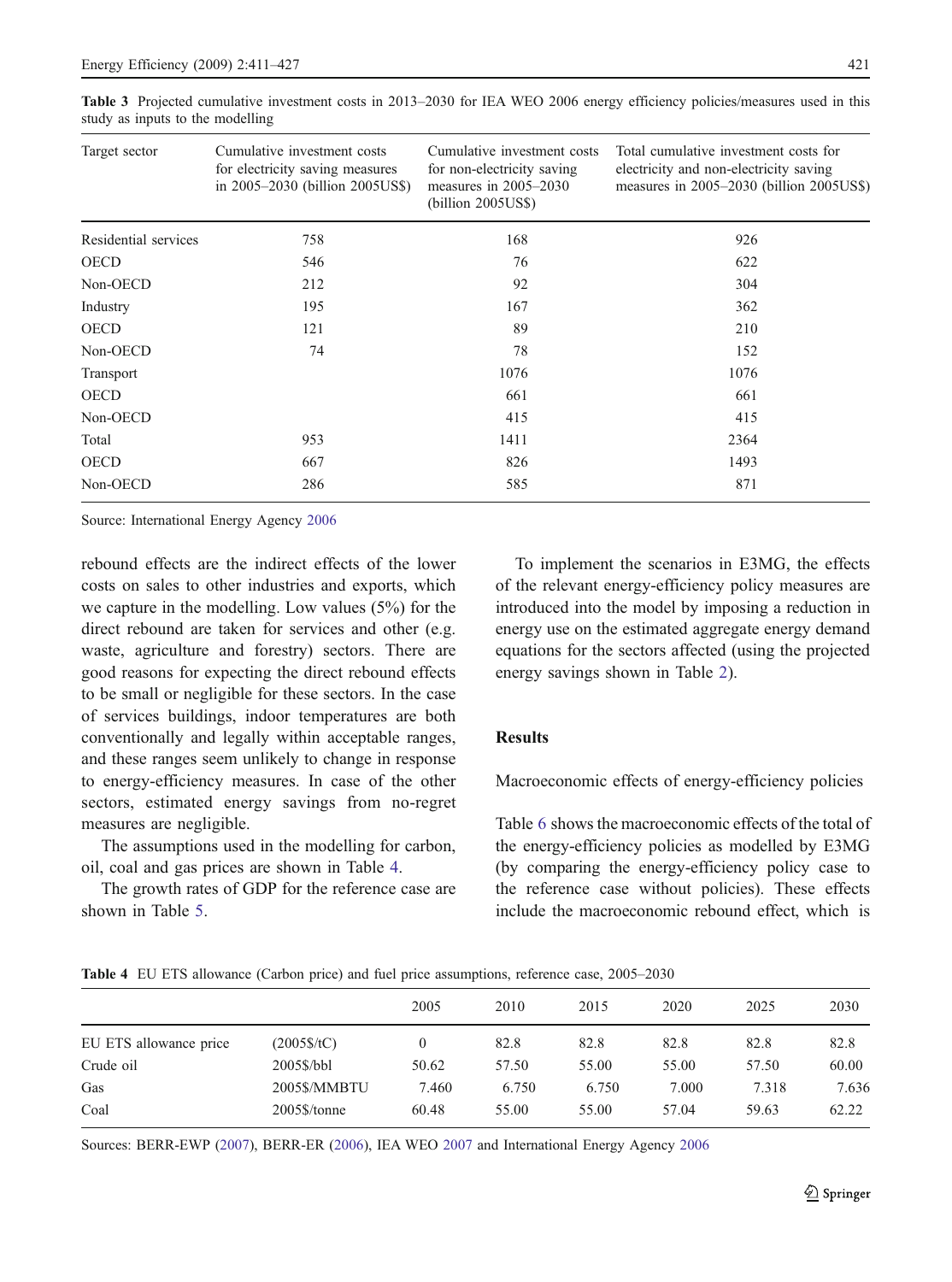Table 3 Projected cumulative investment costs in 2013–2030 for IEA WEO 2006 energy efficiency policies/measures used in this study as inputs to the modelling

| Target sector | Cumulative investment costs for electricity saving measures in 2005–2030 (billion 2005US$) | Cumulative investment costs for non-electricity saving measures in 2005–2030 (billion 2005US$) | Total cumulative investment costs for electricity and non-electricity saving measures in 2005–2030 (billion 2005US$) |
|---|---|---|---|
| Residential services | 758 | 168 | 926 |
| OECD | 546 | 76 | 622 |
| Non-OECD | 212 | 92 | 304 |
| Industry | 195 | 167 | 362 |
| OECD | 121 | 89 | 210 |
| Non-OECD | 74 | 78 | 152 |
| Transport | | 1076 | 1076 |
| OECD | | 661 | 661 |
| Non-OECD | | 415 | 415 |
| Total | 953 | 1411 | 2364 |
| OECD | 667 | 826 | 1493 |
| Non-OECD | 286 | 585 | 871 |

Source: International Energy Agency 2006

rebound effects are the indirect effects of the lower costs on sales to other industries and exports, which we capture in the modelling. Low values (5%) for the direct rebound are taken for services and other (e.g. waste, agriculture and forestry) sectors. There are good reasons for expecting the direct rebound effects to be small or negligible for these sectors. In the case of services buildings, indoor temperatures are both conventionally and legally within acceptable ranges, and these ranges seem unlikely to change in response to energy-efficiency measures. In case of the other sectors, estimated energy savings from no-regret measures are negligible.

The assumptions used in the modelling for carbon, oil, coal and gas prices are shown in Table 4.

The growth rates of GDP for the reference case are shown in Table 5.

To implement the scenarios in E3MG, the effects of the relevant energy-efficiency policy measures are introduced into the model by imposing a reduction in energy use on the estimated aggregate energy demand equations for the sectors affected (using the projected energy savings shown in Table 2).

## Results

### Macroeconomic effects of energy-efficiency policies

Table 6 shows the macroeconomic effects of the total of the energy-efficiency policies as modelled by E3MG (by comparing the energy-efficiency policy case to the reference case without policies). These effects include the macroeconomic rebound effect, which is

Table 4 EU ETS allowance (Carbon price) and fuel price assumptions, reference case, 2005–2030

| | | 2005 | 2010 | 2015 | 2020 | 2025 | 2030 |
|---|---|---|---|---|---|---|---|
| EU ETS allowance price | (2005$/tC) | 0 | 82.8 | 82.8 | 82.8 | 82.8 | 82.8 |
| Crude oil | 2005$/bbl | 50.62 | 57.50 | 55.00 | 55.00 | 57.50 | 60.00 |
| Gas | 2005$/MMBTU | 7.460 | 6.750 | 6.750 | 7.000 | 7.318 | 7.636 |
| Coal | 2005$/tonne | 60.48 | 55.00 | 55.00 | 57.04 | 59.63 | 62.22 |

Sources: BERR-EWP (2007), BERR-ER (2006), IEA WEO 2007 and International Energy Agency 2006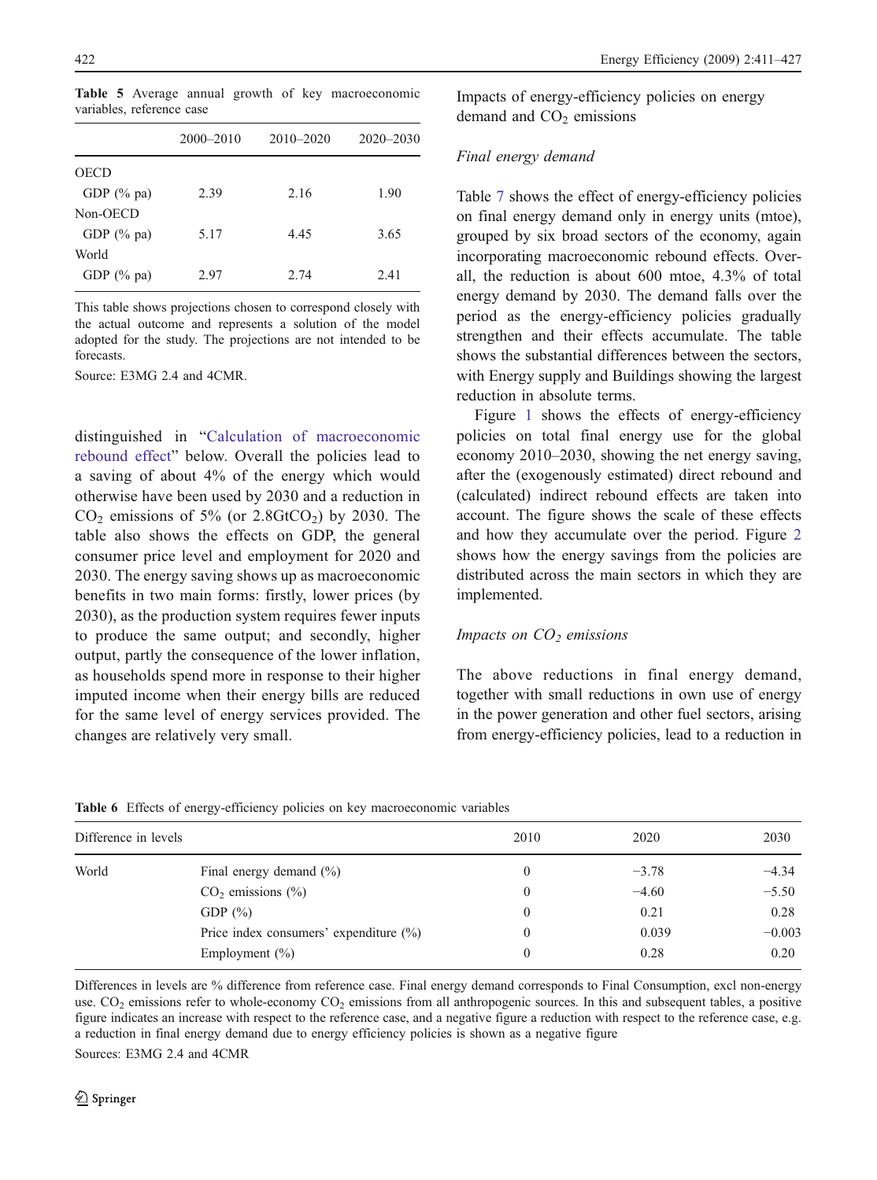**Table 5** Average annual growth of key macroeconomic variables, reference case

| | 2000–2010 | 2010–2020 | 2020–2030 |
|---|---|---|---|
| OECD | | | |
| GDP (% pa) | 2.39 | 2.16 | 1.90 |
| Non-OECD | | | |
| GDP (% pa) | 5.17 | 4.45 | 3.65 |
| World | | | |
| GDP (% pa) | 2.97 | 2.74 | 2.41 |

This table shows projections chosen to correspond closely with the actual outcome and represents a solution of the model adopted for the study. The projections are not intended to be forecasts.

Source: E3MG 2.4 and 4CMR.

distinguished in "Calculation of macroeconomic rebound effect" below. Overall the policies lead to a saving of about 4% of the energy which would otherwise have been used by 2030 and a reduction in $CO_2$ emissions of 5% (or 2.8Gt$CO_2$) by 2030. The table also shows the effects on GDP, the general consumer price level and employment for 2020 and 2030. The energy saving shows up as macroeconomic benefits in two main forms: firstly, lower prices (by 2030), as the production system requires fewer inputs to produce the same output; and secondly, higher output, partly the consequence of the lower inflation, as households spend more in response to their higher imputed income when their energy bills are reduced for the same level of energy services provided. The changes are relatively very small.

## Impacts of energy-efficiency policies on energy demand and $CO_2$ emissions

### *Final energy demand*

Table 7 shows the effect of energy-efficiency policies on final energy demand only in energy units (mtoe), grouped by six broad sectors of the economy, again incorporating macroeconomic rebound effects. Overall, the reduction is about 600 mtoe, 4.3% of total energy demand by 2030. The demand falls over the period as the energy-efficiency policies gradually strengthen and their effects accumulate. The table shows the substantial differences between the sectors, with Energy supply and Buildings showing the largest reduction in absolute terms.

Figure 1 shows the effects of energy-efficiency policies on total final energy use for the global economy 2010–2030, showing the net energy saving, after the (exogenously estimated) direct rebound and (calculated) indirect rebound effects are taken into account. The figure shows the scale of these effects and how they accumulate over the period. Figure 2 shows how the energy savings from the policies are distributed across the main sectors in which they are implemented.

### *Impacts on $CO_2$ emissions*

The above reductions in final energy demand, together with small reductions in own use of energy in the power generation and other fuel sectors, arising from energy-efficiency policies, lead to a reduction in

**Table 6** Effects of energy-efficiency policies on key macroeconomic variables

| Difference in levels | | 2010 | 2020 | 2030 |
|---|---|---|---|---|
| World | Final energy demand (%) | 0 | −3.78 | −4.34 |
| | $CO_2$ emissions (%) | 0 | −4.60 | −5.50 |
| | GDP (%) | 0 | 0.21 | 0.28 |
| | Price index consumers' expenditure (%) | 0 | 0.039 | −0.003 |
| | Employment (%) | 0 | 0.28 | 0.20 |

Differences in levels are % difference from reference case. Final energy demand corresponds to Final Consumption, excl non-energy use. $CO_2$ emissions refer to whole-economy $CO_2$ emissions from all anthropogenic sources. In this and subsequent tables, a positive figure indicates an increase with respect to the reference case, and a negative figure a reduction with respect to the reference case, e.g. a reduction in final energy demand due to energy efficiency policies is shown as a negative figure

Sources: E3MG 2.4 and 4CMR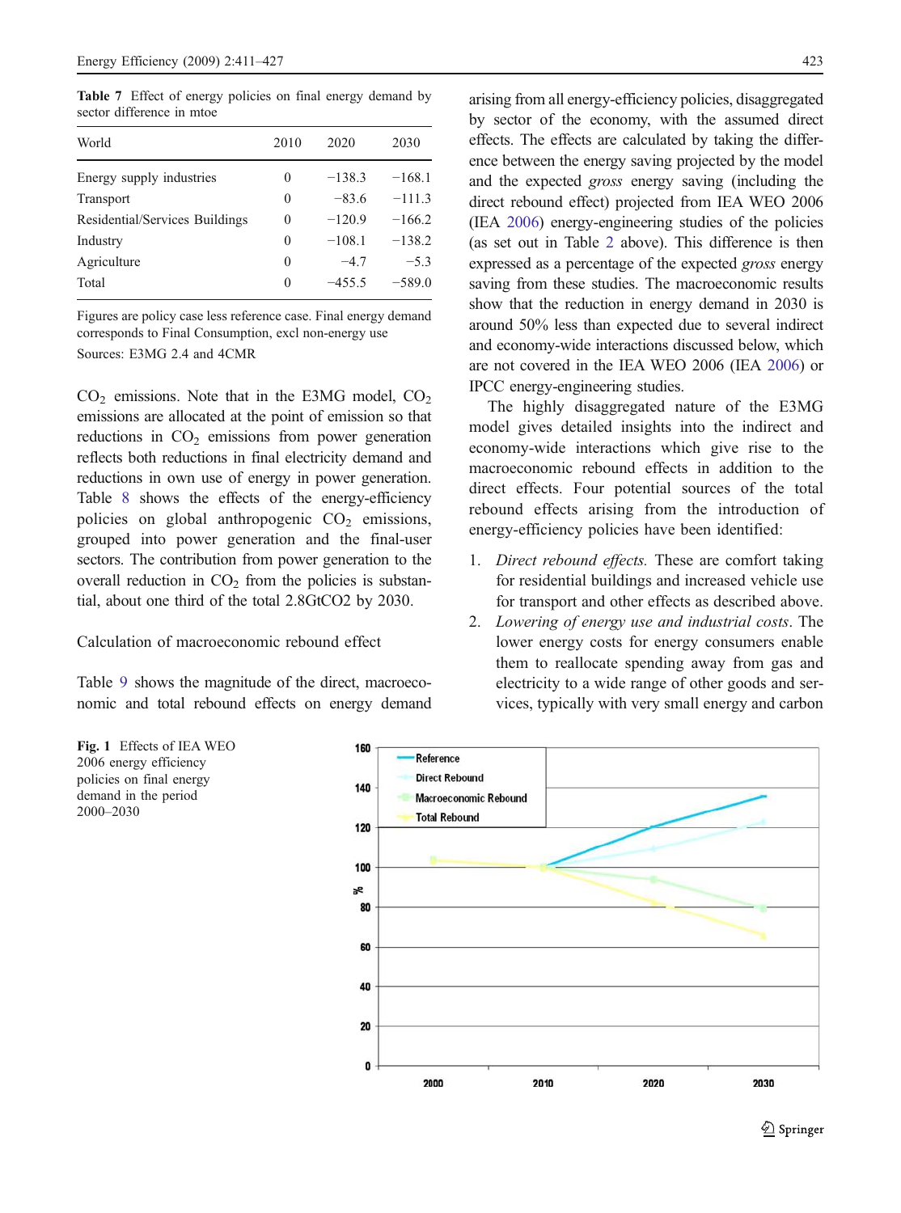**Table 7** Effect of energy policies on final energy demand by sector difference in mtoe

| World | 2010 | 2020 | 2030 |
|---|---|---|---|
| Energy supply industries | 0 | −138.3 | −168.1 |
| Transport | 0 | −83.6 | −111.3 |
| Residential/Services Buildings | 0 | −120.9 | −166.2 |
| Industry | 0 | −108.1 | −138.2 |
| Agriculture | 0 | −4.7 | −5.3 |
| Total | 0 | −455.5 | −589.0 |

Figures are policy case less reference case. Final energy demand corresponds to Final Consumption, excl non-energy use

Sources: E3MG 2.4 and 4CMR

$CO_2$ emissions. Note that in the E3MG model, $CO_2$ emissions are allocated at the point of emission so that reductions in $CO_2$ emissions from power generation reflects both reductions in final electricity demand and reductions in own use of energy in power generation. Table 8 shows the effects of the energy-efficiency policies on global anthropogenic $CO_2$ emissions, grouped into power generation and the final-user sectors. The contribution from power generation to the overall reduction in $CO_2$ from the policies is substantial, about one third of the total 2.8GtCO2 by 2030.

## Calculation of macroeconomic rebound effect

Table 9 shows the magnitude of the direct, macroeconomic and total rebound effects on energy demand arising from all energy-efficiency policies, disaggregated by sector of the economy, with the assumed direct effects. The effects are calculated by taking the difference between the energy saving projected by the model and the expected *gross* energy saving (including the direct rebound effect) projected from IEA WEO 2006 (IEA 2006) energy-engineering studies of the policies (as set out in Table 2 above). This difference is then expressed as a percentage of the expected *gross* energy saving from these studies. The macroeconomic results show that the reduction in energy demand in 2030 is around 50% less than expected due to several indirect and economy-wide interactions discussed below, which are not covered in the IEA WEO 2006 (IEA 2006) or IPCC energy-engineering studies.

The highly disaggregated nature of the E3MG model gives detailed insights into the indirect and economy-wide interactions which give rise to the macroeconomic rebound effects in addition to the direct effects. Four potential sources of the total rebound effects arising from the introduction of energy-efficiency policies have been identified:

1. *Direct rebound effects.* These are comfort taking for residential buildings and increased vehicle use for transport and other effects as described above.
2. *Lowering of energy use and industrial costs*. The lower energy costs for energy consumers enable them to reallocate spending away from gas and electricity to a wide range of other goods and services, typically with very small energy and carbon

**Fig. 1** Effects of IEA WEO 2006 energy efficiency policies on final energy demand in the period 2000–2030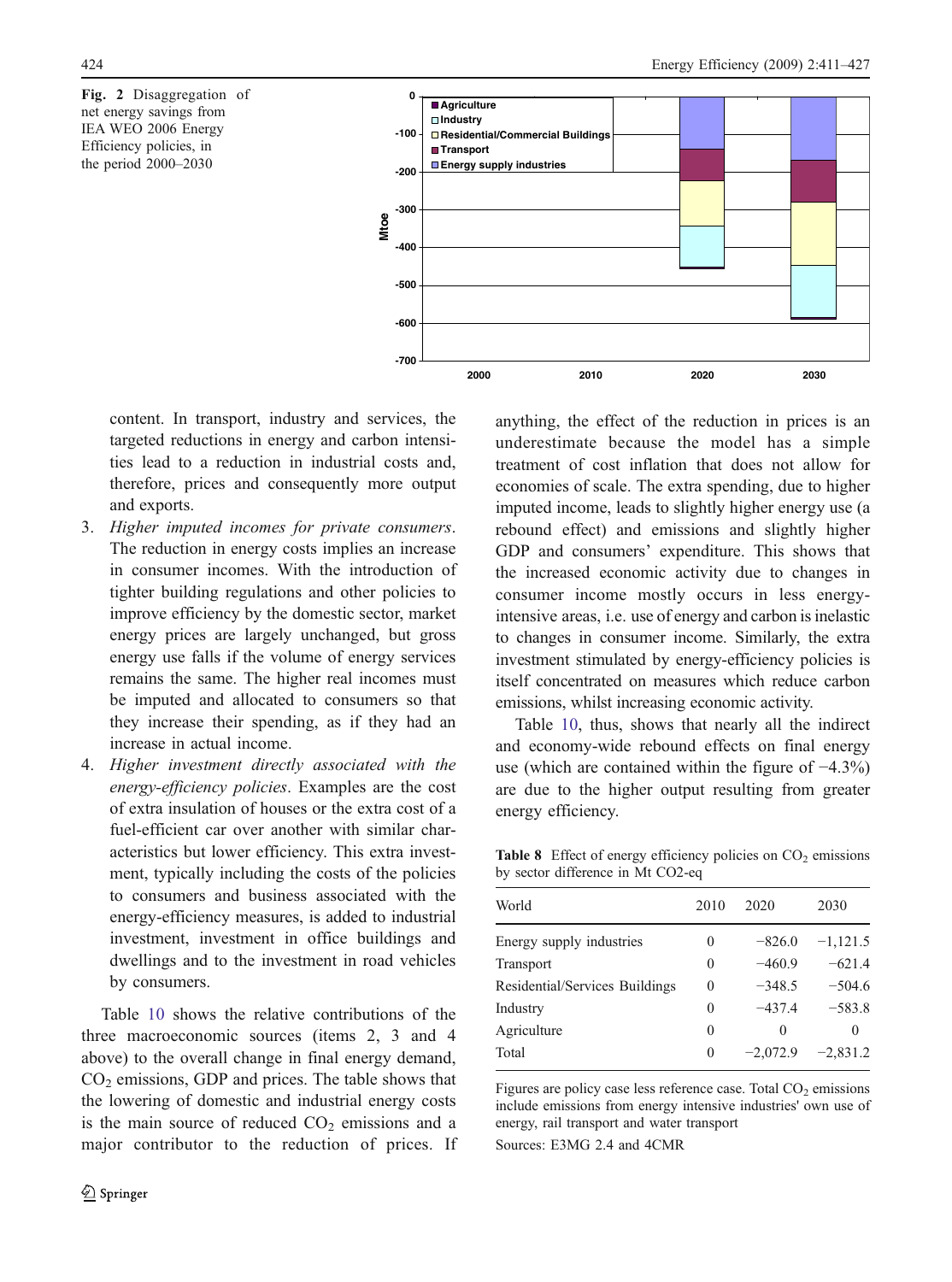Fig. 2 Disaggregation of net energy savings from IEA WEO 2006 Energy Efficiency policies, in the period 2000–2030

content. In transport, industry and services, the targeted reductions in energy and carbon intensities lead to a reduction in industrial costs and, therefore, prices and consequently more output and exports.

3. *Higher imputed incomes for private consumers*. The reduction in energy costs implies an increase in consumer incomes. With the introduction of tighter building regulations and other policies to improve efficiency by the domestic sector, market energy prices are largely unchanged, but gross energy use falls if the volume of energy services remains the same. The higher real incomes must be imputed and allocated to consumers so that they increase their spending, as if they had an increase in actual income.
4. *Higher investment directly associated with the energy-efficiency policies*. Examples are the cost of extra insulation of houses or the extra cost of a fuel-efficient car over another with similar characteristics but lower efficiency. This extra investment, typically including the costs of the policies to consumers and business associated with the energy-efficiency measures, is added to industrial investment, investment in office buildings and dwellings and to the investment in road vehicles by consumers.

Table 10 shows the relative contributions of the three macroeconomic sources (items 2, 3 and 4 above) to the overall change in final energy demand, $CO_2$ emissions, GDP and prices. The table shows that the lowering of domestic and industrial energy costs is the main source of reduced $CO_2$ emissions and a major contributor to the reduction of prices. If anything, the effect of the reduction in prices is an underestimate because the model has a simple treatment of cost inflation that does not allow for economies of scale. The extra spending, due to higher imputed income, leads to slightly higher energy use (a rebound effect) and emissions and slightly higher GDP and consumers' expenditure. This shows that the increased economic activity due to changes in consumer income mostly occurs in less energy-intensive areas, i.e. use of energy and carbon is inelastic to changes in consumer income. Similarly, the extra investment stimulated by energy-efficiency policies is itself concentrated on measures which reduce carbon emissions, whilst increasing economic activity.

Table 10, thus, shows that nearly all the indirect and economy-wide rebound effects on final energy use (which are contained within the figure of −4.3%) are due to the higher output resulting from greater energy efficiency.

**Table 8** Effect of energy efficiency policies on $CO_2$ emissions by sector difference in Mt CO2-eq

| World | 2010 | 2020 | 2030 |
|---|---|---|---|
| Energy supply industries | 0 | −826.0 | −1,121.5 |
| Transport | 0 | −460.9 | −621.4 |
| Residential/Services Buildings | 0 | −348.5 | −504.6 |
| Industry | 0 | −437.4 | −583.8 |
| Agriculture | 0 | 0 | 0 |
| Total | 0 | −2,072.9 | −2,831.2 |

Figures are policy case less reference case. Total $CO_2$ emissions include emissions from energy intensive industries' own use of energy, rail transport and water transport

Sources: E3MG 2.4 and 4CMR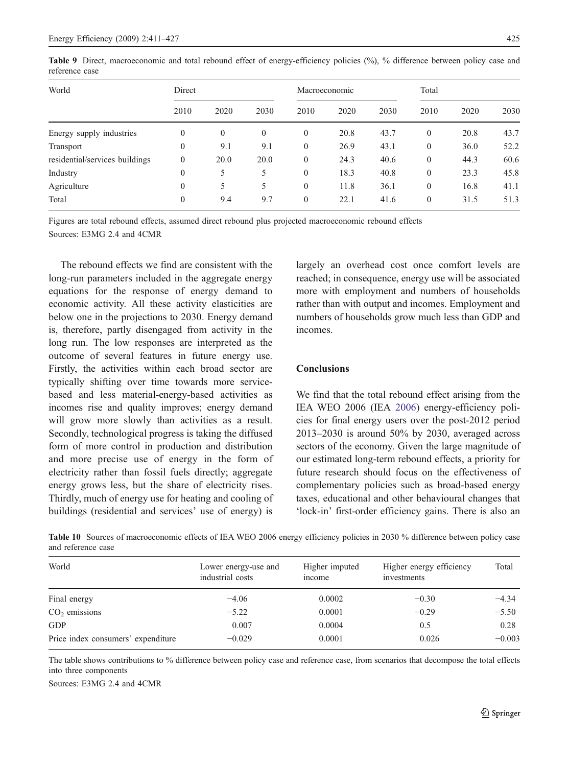**Table 9** Direct, macroeconomic and total rebound effect of energy-efficiency policies (%), % difference between policy case and reference case

| World | Direct | | | Macroeconomic | | | Total | | |
|---|---|---|---|---|---|---|---|---|---|
| | 2010 | 2020 | 2030 | 2010 | 2020 | 2030 | 2010 | 2020 | 2030 |
| Energy supply industries | 0 | 0 | 0 | 0 | 20.8 | 43.7 | 0 | 20.8 | 43.7 |
| Transport | 0 | 9.1 | 9.1 | 0 | 26.9 | 43.1 | 0 | 36.0 | 52.2 |
| residential/services buildings | 0 | 20.0 | 20.0 | 0 | 24.3 | 40.6 | 0 | 44.3 | 60.6 |
| Industry | 0 | 5 | 5 | 0 | 18.3 | 40.8 | 0 | 23.3 | 45.8 |
| Agriculture | 0 | 5 | 5 | 0 | 11.8 | 36.1 | 0 | 16.8 | 41.1 |
| Total | 0 | 9.4 | 9.7 | 0 | 22.1 | 41.6 | 0 | 31.5 | 51.3 |

Figures are total rebound effects, assumed direct rebound plus projected macroeconomic rebound effects

Sources: E3MG 2.4 and 4CMR

The rebound effects we find are consistent with the long-run parameters included in the aggregate energy equations for the response of energy demand to economic activity. All these activity elasticities are below one in the projections to 2030. Energy demand is, therefore, partly disengaged from activity in the long run. The low responses are interpreted as the outcome of several features in future energy use. Firstly, the activities within each broad sector are typically shifting over time towards more service-based and less material-energy-based activities as incomes rise and quality improves; energy demand will grow more slowly than activities as a result. Secondly, technological progress is taking the diffused form of more control in production and distribution and more precise use of energy in the form of electricity rather than fossil fuels directly; aggregate energy grows less, but the share of electricity rises. Thirdly, much of energy use for heating and cooling of buildings (residential and services' use of energy) is largely an overhead cost once comfort levels are reached; in consequence, energy use will be associated more with employment and numbers of households rather than with output and incomes. Employment and numbers of households grow much less than GDP and incomes.

## Conclusions

We find that the total rebound effect arising from the IEA WEO 2006 (IEA 2006) energy-efficiency policies for final energy users over the post-2012 period 2013–2030 is around 50% by 2030, averaged across sectors of the economy. Given the large magnitude of our estimated long-term rebound effects, a priority for future research should focus on the effectiveness of complementary policies such as broad-based energy taxes, educational and other behavioural changes that 'lock-in' first-order efficiency gains. There is also an

**Table 10** Sources of macroeconomic effects of IEA WEO 2006 energy efficiency policies in 2030 % difference between policy case and reference case

| World | Lower energy-use and industrial costs | Higher imputed income | Higher energy efficiency investments | Total |
|---|---|---|---|---|
| Final energy | −4.06 | 0.0002 | −0.30 | −4.34 |
| $CO_2$ emissions | −5.22 | 0.0001 | −0.29 | −5.50 |
| GDP | 0.007 | 0.0004 | 0.5 | 0.28 |
| Price index consumers' expenditure | −0.029 | 0.0001 | 0.026 | −0.003 |

The table shows contributions to % difference between policy case and reference case, from scenarios that decompose the total effects into three components

Sources: E3MG 2.4 and 4CMR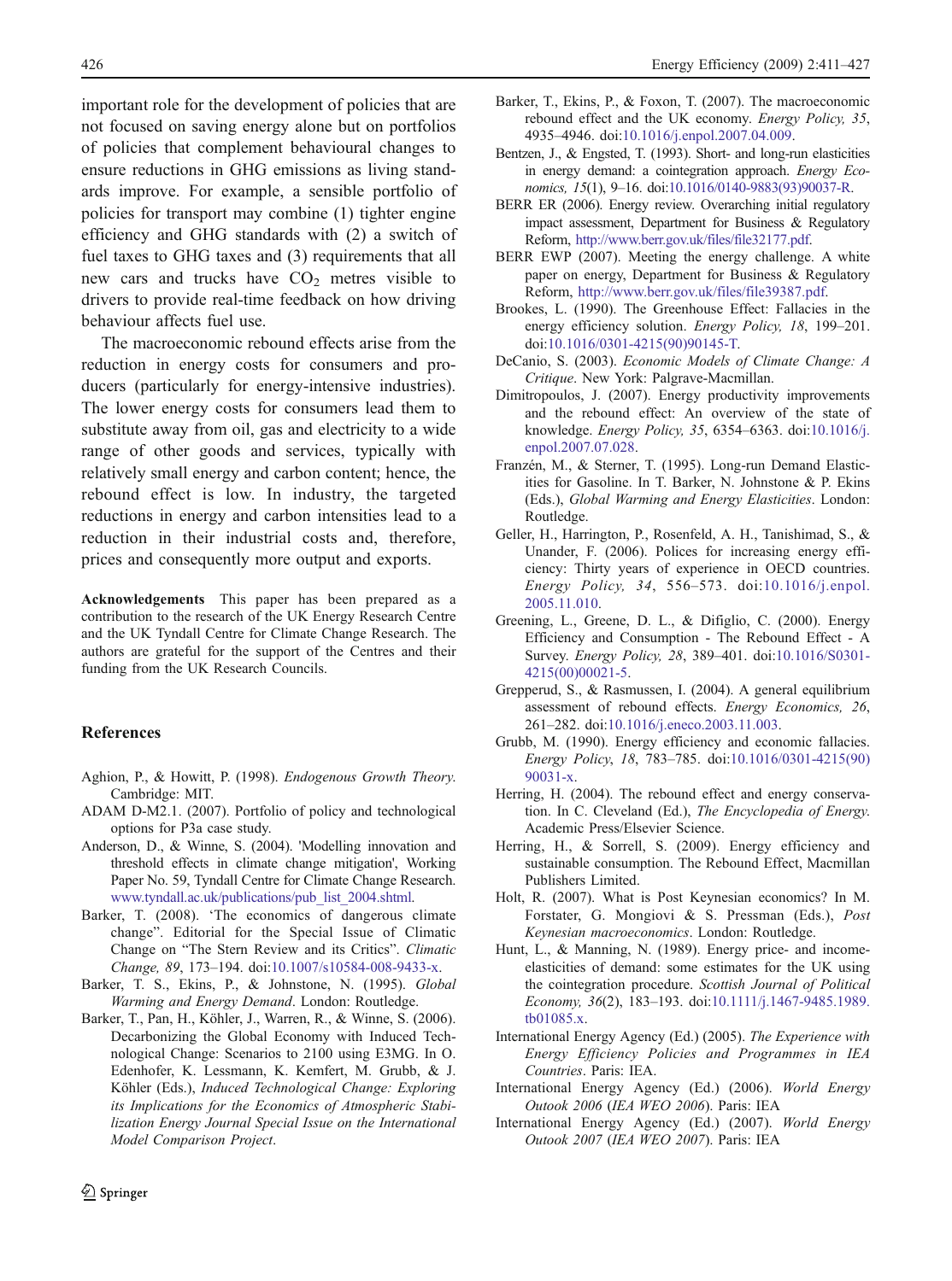important role for the development of policies that are not focused on saving energy alone but on portfolios of policies that complement behavioural changes to ensure reductions in GHG emissions as living standards improve. For example, a sensible portfolio of policies for transport may combine (1) tighter engine efficiency and GHG standards with (2) a switch of fuel taxes to GHG taxes and (3) requirements that all new cars and trucks have $CO_2$ metres visible to drivers to provide real-time feedback on how driving behaviour affects fuel use.

The macroeconomic rebound effects arise from the reduction in energy costs for consumers and producers (particularly for energy-intensive industries). The lower energy costs for consumers lead them to substitute away from oil, gas and electricity to a wide range of other goods and services, typically with relatively small energy and carbon content; hence, the rebound effect is low. In industry, the targeted reductions in energy and carbon intensities lead to a reduction in their industrial costs and, therefore, prices and consequently more output and exports.

**Acknowledgements** This paper has been prepared as a contribution to the research of the UK Energy Research Centre and the UK Tyndall Centre for Climate Change Research. The authors are grateful for the support of the Centres and their funding from the UK Research Councils.

## References

Aghion, P., & Howitt, P. (1998). *Endogenous Growth Theory*. Cambridge: MIT.

ADAM D-M2.1. (2007). Portfolio of policy and technological options for P3a case study.

Anderson, D., & Winne, S. (2004). 'Modelling innovation and threshold effects in climate change mitigation', Working Paper No. 59, Tyndall Centre for Climate Change Research. www.tyndall.ac.uk/publications/pub_list_2004.shtml.

Barker, T. (2008). 'The economics of dangerous climate change". Editorial for the Special Issue of Climatic Change on "The Stern Review and its Critics". *Climatic Change, 89*, 173–194. doi:10.1007/s10584-008-9433-x.

Barker, T. S., Ekins, P., & Johnstone, N. (1995). *Global Warming and Energy Demand*. London: Routledge.

Barker, T., Pan, H., Köhler, J., Warren, R., & Winne, S. (2006). Decarbonizing the Global Economy with Induced Technological Change: Scenarios to 2100 using E3MG. In O. Edenhofer, K. Lessmann, K. Kemfert, M. Grubb, & J. Köhler (Eds.), *Induced Technological Change: Exploring its Implications for the Economics of Atmospheric Stabilization Energy Journal Special Issue on the International Model Comparison Project*.

Barker, T., Ekins, P., & Foxon, T. (2007). The macroeconomic rebound effect and the UK economy. *Energy Policy, 35*, 4935–4946. doi:10.1016/j.enpol.2007.04.009.

Bentzen, J., & Engsted, T. (1993). Short- and long-run elasticities in energy demand: a cointegration approach. *Energy Economics, 15*(1), 9–16. doi:10.1016/0140-9883(93)90037-R.

BERR ER (2006). Energy review. Overarching initial regulatory impact assessment, Department for Business & Regulatory Reform, http://www.berr.gov.uk/files/file32177.pdf.

BERR EWP (2007). Meeting the energy challenge. A white paper on energy, Department for Business & Regulatory Reform, http://www.berr.gov.uk/files/file39387.pdf.

Brookes, L. (1990). The Greenhouse Effect: Fallacies in the energy efficiency solution. *Energy Policy, 18*, 199–201. doi:10.1016/0301-4215(90)90145-T.

DeCanio, S. (2003). *Economic Models of Climate Change: A Critique*. New York: Palgrave-Macmillan.

Dimitropoulos, J. (2007). Energy productivity improvements and the rebound effect: An overview of the state of knowledge. *Energy Policy, 35*, 6354–6363. doi:10.1016/j.enpol.2007.07.028.

Franzén, M., & Sterner, T. (1995). Long-run Demand Elasticities for Gasoline. In T. Barker, N. Johnstone & P. Ekins (Eds.), *Global Warming and Energy Elasticities*. London: Routledge.

Geller, H., Harrington, P., Rosenfeld, A. H., Tanishimad, S., & Unander, F. (2006). Polices for increasing energy efficiency: Thirty years of experience in OECD countries. *Energy Policy, 34*, 556–573. doi:10.1016/j.enpol.2005.11.010.

Greening, L., Greene, D. L., & Difiglio, C. (2000). Energy Efficiency and Consumption - The Rebound Effect - A Survey. *Energy Policy, 28*, 389–401. doi:10.1016/S0301-4215(00)00021-5.

Grepperud, S., & Rasmussen, I. (2004). A general equilibrium assessment of rebound effects. *Energy Economics, 26*, 261–282. doi:10.1016/j.eneco.2003.11.003.

Grubb, M. (1990). Energy efficiency and economic fallacies. *Energy Policy, 18*, 783–785. doi:10.1016/0301-4215(90)90031-x.

Herring, H. (2004). The rebound effect and energy conservation. In C. Cleveland (Ed.), *The Encyclopedia of Energy*. Academic Press/Elsevier Science.

Herring, H., & Sorrell, S. (2009). Energy efficiency and sustainable consumption. The Rebound Effect, Macmillan Publishers Limited.

Holt, R. (2007). What is Post Keynesian economics? In M. Forstater, G. Mongiovi & S. Pressman (Eds.), *Post Keynesian macroeconomics*. London: Routledge.

Hunt, L., & Manning, N. (1989). Energy price- and income-elasticities of demand: some estimates for the UK using the cointegration procedure. *Scottish Journal of Political Economy, 36*(2), 183–193. doi:10.1111/j.1467-9485.1989.tb01085.x.

International Energy Agency (Ed.) (2005). *The Experience with Energy Efficiency Policies and Programmes in IEA Countries*. Paris: IEA.

International Energy Agency (Ed.) (2006). *World Energy Outook 2006* (*IEA WEO 2006*). Paris: IEA

International Energy Agency (Ed.) (2007). *World Energy Outook 2007* (*IEA WEO 2007*). Paris: IEA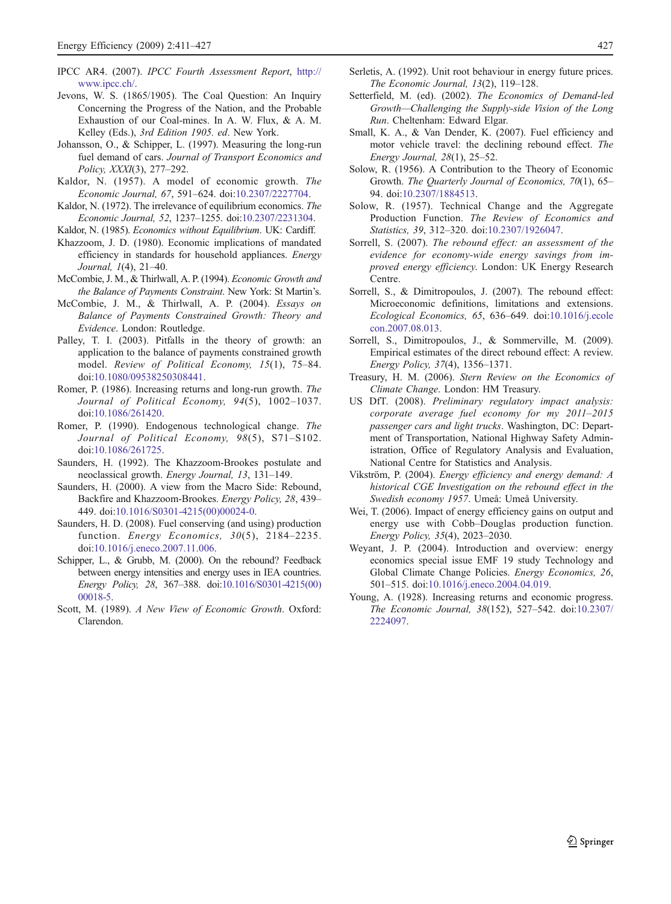IPCC AR4. (2007). *IPCC Fourth Assessment Report*, http://www.ipcc.ch/.

Jevons, W. S. (1865/1905). The Coal Question: An Inquiry Concerning the Progress of the Nation, and the Probable Exhaustion of our Coal-mines. In A. W. Flux, & A. M. Kelley (Eds.), *3rd Edition 1905. ed*. New York.

Johansson, O., & Schipper, L. (1997). Measuring the long-run fuel demand of cars. *Journal of Transport Economics and Policy, XXXI*(3), 277–292.

Kaldor, N. (1957). A model of economic growth. *The Economic Journal, 67*, 591–624. doi:10.2307/2227704.

Kaldor, N. (1972). The irrelevance of equilibrium economics. *The Economic Journal, 52*, 1237–1255. doi:10.2307/2231304.

Kaldor, N. (1985). *Economics without Equilibrium*. UK: Cardiff.

Khazzoom, J. D. (1980). Economic implications of mandated efficiency in standards for household appliances. *Energy Journal, 1*(4), 21–40.

McCombie, J. M., & Thirlwall, A. P. (1994). *Economic Growth and the Balance of Payments Constraint*. New York: St Martin's.

McCombie, J. M., & Thirlwall, A. P. (2004). *Essays on Balance of Payments Constrained Growth: Theory and Evidence*. London: Routledge.

Palley, T. I. (2003). Pitfalls in the theory of growth: an application to the balance of payments constrained growth model. *Review of Political Economy, 15*(1), 75–84. doi:10.1080/09538250308441.

Romer, P. (1986). Increasing returns and long-run growth. *The Journal of Political Economy, 94*(5), 1002–1037. doi:10.1086/261420.

Romer, P. (1990). Endogenous technological change. *The Journal of Political Economy, 98*(5), S71–S102. doi:10.1086/261725.

Saunders, H. (1992). The Khazzoom-Brookes postulate and neoclassical growth. *Energy Journal, 13*, 131–149.

Saunders, H. (2000). A view from the Macro Side: Rebound, Backfire and Khazzoom-Brookes. *Energy Policy, 28*, 439–449. doi:10.1016/S0301-4215(00)00024-0.

Saunders, H. D. (2008). Fuel conserving (and using) production function. *Energy Economics, 30*(5), 2184–2235. doi:10.1016/j.eneco.2007.11.006.

Schipper, L., & Grubb, M. (2000). On the rebound? Feedback between energy intensities and energy uses in IEA countries. *Energy Policy, 28*, 367–388. doi:10.1016/S0301-4215(00)00018-5.

Scott, M. (1989). *A New View of Economic Growth*. Oxford: Clarendon.

Serletis, A. (1992). Unit root behaviour in energy future prices. *The Economic Journal, 13*(2), 119–128.

Setterfield, M. (ed). (2002). *The Economics of Demand-led Growth—Challenging the Supply-side Vision of the Long Run*. Cheltenham: Edward Elgar.

Small, K. A., & Van Dender, K. (2007). Fuel efficiency and motor vehicle travel: the declining rebound effect. *The Energy Journal, 28*(1), 25–52.

Solow, R. (1956). A Contribution to the Theory of Economic Growth. *The Quarterly Journal of Economics, 70*(1), 65–94. doi:10.2307/1884513.

Solow, R. (1957). Technical Change and the Aggregate Production Function. *The Review of Economics and Statistics, 39*, 312–320. doi:10.2307/1926047.

Sorrell, S. (2007). *The rebound effect: an assessment of the evidence for economy-wide energy savings from improved energy efficiency*. London: UK Energy Research Centre.

Sorrell, S., & Dimitropoulos, J. (2007). The rebound effect: Microeconomic definitions, limitations and extensions. *Ecological Economics, 65*, 636–649. doi:10.1016/j.ecolecon.2007.08.013.

Sorrell, S., Dimitropoulos, J., & Sommerville, M. (2009). Empirical estimates of the direct rebound effect: A review. *Energy Policy, 37*(4), 1356–1371.

Treasury, H. M. (2006). *Stern Review on the Economics of Climate Change*. London: HM Treasury.

US DfT. (2008). *Preliminary regulatory impact analysis: corporate average fuel economy for my 2011–2015 passenger cars and light trucks*. Washington, DC: Department of Transportation, National Highway Safety Administration, Office of Regulatory Analysis and Evaluation, National Centre for Statistics and Analysis.

Vikström, P. (2004). *Energy efficiency and energy demand: A historical CGE Investigation on the rebound effect in the Swedish economy 1957*. Umeå: Umeå University.

Wei, T. (2006). Impact of energy efficiency gains on output and energy use with Cobb–Douglas production function. *Energy Policy, 35*(4), 2023–2030.

Weyant, J. P. (2004). Introduction and overview: energy economics special issue EMF 19 study Technology and Global Climate Change Policies. *Energy Economics, 26*, 501–515. doi:10.1016/j.eneco.2004.04.019.

Young, A. (1928). Increasing returns and economic progress. *The Economic Journal, 38*(152), 527–542. doi:10.2307/2224097.